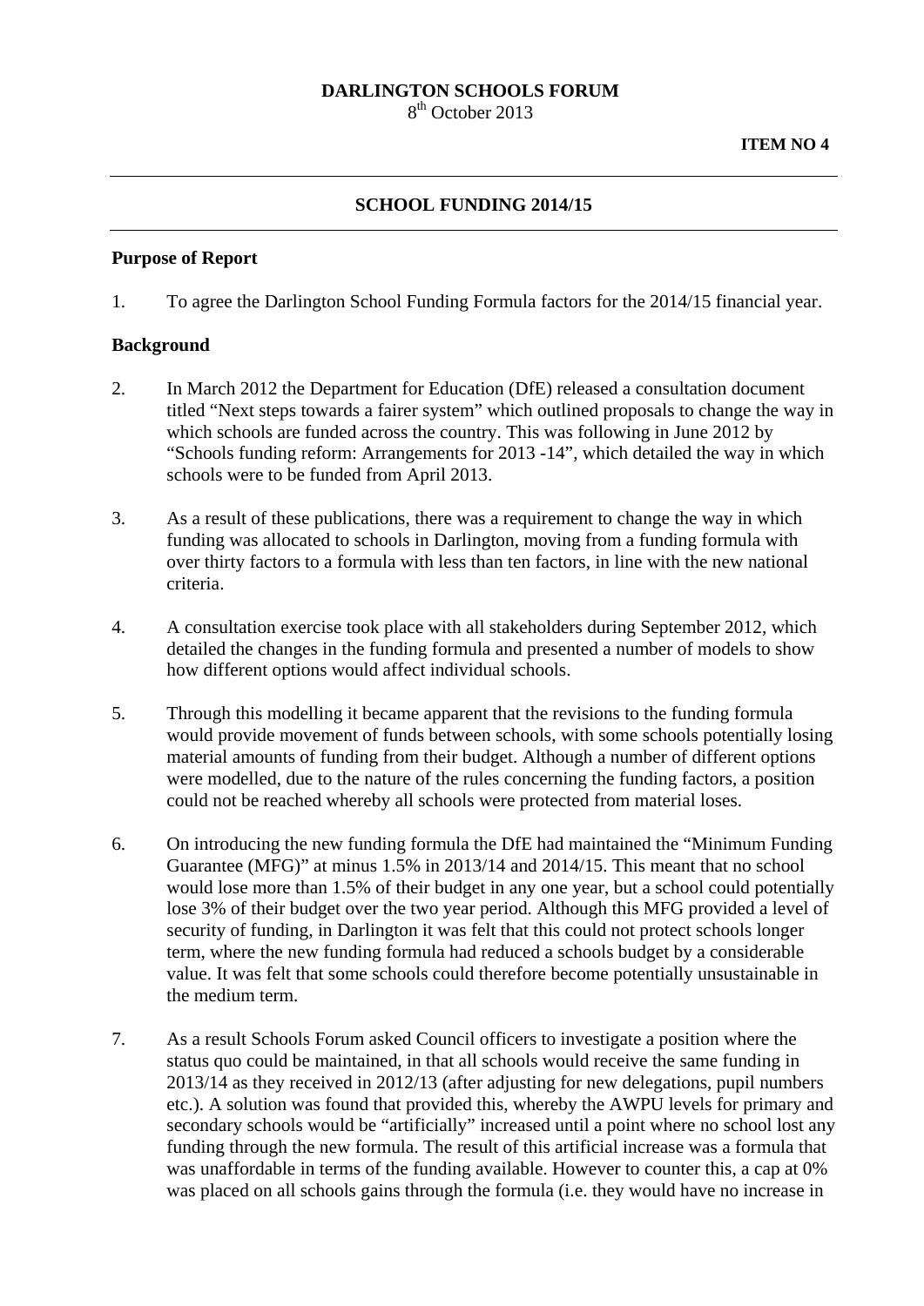**DARLINGTON SCHOOLS FORUM**
8th October 2013

**ITEM NO 4**

---

**SCHOOL FUNDING 2014/15**

---

**Purpose of Report**

1. To agree the Darlington School Funding Formula factors for the 2014/15 financial year.

**Background**

2. In March 2012 the Department for Education (DfE) released a consultation document titled "Next steps towards a fairer system" which outlined proposals to change the way in which schools are funded across the country. This was following in June 2012 by "Schools funding reform: Arrangements for 2013 -14", which detailed the way in which schools were to be funded from April 2013.

3. As a result of these publications, there was a requirement to change the way in which funding was allocated to schools in Darlington, moving from a funding formula with over thirty factors to a formula with less than ten factors, in line with the new national criteria.

4. A consultation exercise took place with all stakeholders during September 2012, which detailed the changes in the funding formula and presented a number of models to show how different options would affect individual schools.

5. Through this modelling it became apparent that the revisions to the funding formula would provide movement of funds between schools, with some schools potentially losing material amounts of funding from their budget. Although a number of different options were modelled, due to the nature of the rules concerning the funding factors, a position could not be reached whereby all schools were protected from material loses.

6. On introducing the new funding formula the DfE had maintained the "Minimum Funding Guarantee (MFG)" at minus 1.5% in 2013/14 and 2014/15. This meant that no school would lose more than 1.5% of their budget in any one year, but a school could potentially lose 3% of their budget over the two year period. Although this MFG provided a level of security of funding, in Darlington it was felt that this could not protect schools longer term, where the new funding formula had reduced a schools budget by a considerable value. It was felt that some schools could therefore become potentially unsustainable in the medium term.

7. As a result Schools Forum asked Council officers to investigate a position where the status quo could be maintained, in that all schools would receive the same funding in 2013/14 as they received in 2012/13 (after adjusting for new delegations, pupil numbers etc.). A solution was found that provided this, whereby the AWPU levels for primary and secondary schools would be "artificially" increased until a point where no school lost any funding through the new formula. The result of this artificial increase was a formula that was unaffordable in terms of the funding available. However to counter this, a cap at 0% was placed on all schools gains through the formula (i.e. they would have no increase in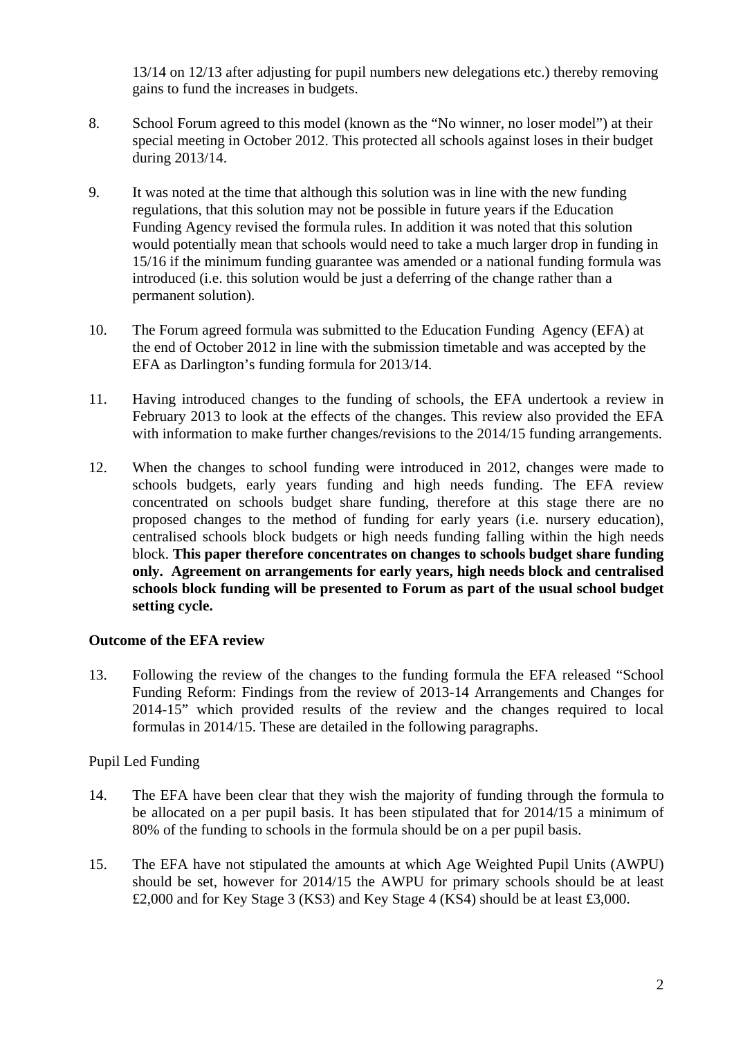13/14 on 12/13 after adjusting for pupil numbers new delegations etc.) thereby removing gains to fund the increases in budgets.

8. School Forum agreed to this model (known as the "No winner, no loser model") at their special meeting in October 2012. This protected all schools against loses in their budget during 2013/14.

9. It was noted at the time that although this solution was in line with the new funding regulations, that this solution may not be possible in future years if the Education Funding Agency revised the formula rules. In addition it was noted that this solution would potentially mean that schools would need to take a much larger drop in funding in 15/16 if the minimum funding guarantee was amended or a national funding formula was introduced (i.e. this solution would be just a deferring of the change rather than a permanent solution).

10. The Forum agreed formula was submitted to the Education Funding Agency (EFA) at the end of October 2012 in line with the submission timetable and was accepted by the EFA as Darlington's funding formula for 2013/14.

11. Having introduced changes to the funding of schools, the EFA undertook a review in February 2013 to look at the effects of the changes. This review also provided the EFA with information to make further changes/revisions to the 2014/15 funding arrangements.

12. When the changes to school funding were introduced in 2012, changes were made to schools budgets, early years funding and high needs funding. The EFA review concentrated on schools budget share funding, therefore at this stage there are no proposed changes to the method of funding for early years (i.e. nursery education), centralised schools block budgets or high needs funding falling within the high needs block. **This paper therefore concentrates on changes to schools budget share funding only. Agreement on arrangements for early years, high needs block and centralised schools block funding will be presented to Forum as part of the usual school budget setting cycle.**

**Outcome of the EFA review**

13. Following the review of the changes to the funding formula the EFA released "School Funding Reform: Findings from the review of 2013-14 Arrangements and Changes for 2014-15" which provided results of the review and the changes required to local formulas in 2014/15. These are detailed in the following paragraphs.

Pupil Led Funding

14. The EFA have been clear that they wish the majority of funding through the formula to be allocated on a per pupil basis. It has been stipulated that for 2014/15 a minimum of 80% of the funding to schools in the formula should be on a per pupil basis.

15. The EFA have not stipulated the amounts at which Age Weighted Pupil Units (AWPU) should be set, however for 2014/15 the AWPU for primary schools should be at least £2,000 and for Key Stage 3 (KS3) and Key Stage 4 (KS4) should be at least £3,000.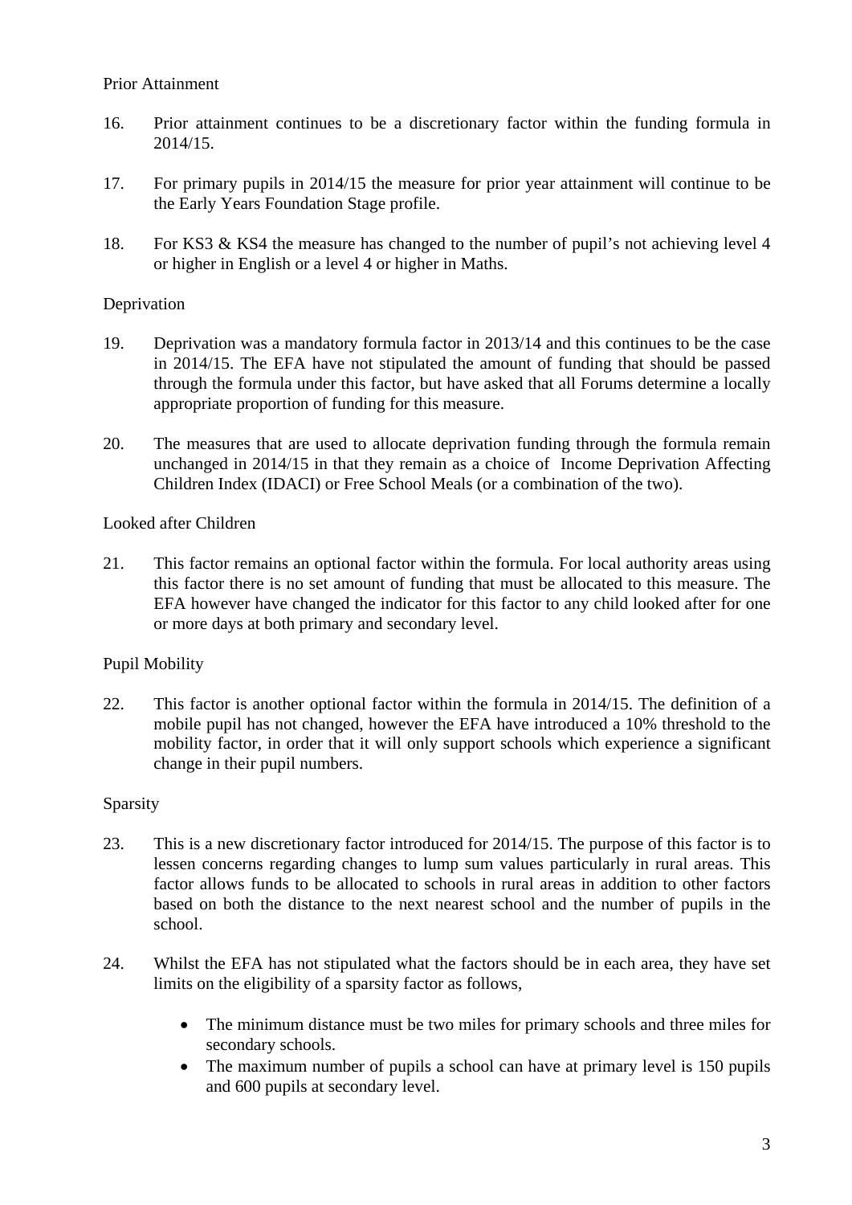Prior Attainment

16. Prior attainment continues to be a discretionary factor within the funding formula in 2014/15.

17. For primary pupils in 2014/15 the measure for prior year attainment will continue to be the Early Years Foundation Stage profile.

18. For KS3 & KS4 the measure has changed to the number of pupil's not achieving level 4 or higher in English or a level 4 or higher in Maths.

Deprivation

19. Deprivation was a mandatory formula factor in 2013/14 and this continues to be the case in 2014/15. The EFA have not stipulated the amount of funding that should be passed through the formula under this factor, but have asked that all Forums determine a locally appropriate proportion of funding for this measure.

20. The measures that are used to allocate deprivation funding through the formula remain unchanged in 2014/15 in that they remain as a choice of Income Deprivation Affecting Children Index (IDACI) or Free School Meals (or a combination of the two).

Looked after Children

21. This factor remains an optional factor within the formula. For local authority areas using this factor there is no set amount of funding that must be allocated to this measure. The EFA however have changed the indicator for this factor to any child looked after for one or more days at both primary and secondary level.

Pupil Mobility

22. This factor is another optional factor within the formula in 2014/15. The definition of a mobile pupil has not changed, however the EFA have introduced a 10% threshold to the mobility factor, in order that it will only support schools which experience a significant change in their pupil numbers.

Sparsity

23. This is a new discretionary factor introduced for 2014/15. The purpose of this factor is to lessen concerns regarding changes to lump sum values particularly in rural areas. This factor allows funds to be allocated to schools in rural areas in addition to other factors based on both the distance to the next nearest school and the number of pupils in the school.

24. Whilst the EFA has not stipulated what the factors should be in each area, they have set limits on the eligibility of a sparsity factor as follows,

    - The minimum distance must be two miles for primary schools and three miles for secondary schools.
    - The maximum number of pupils a school can have at primary level is 150 pupils and 600 pupils at secondary level.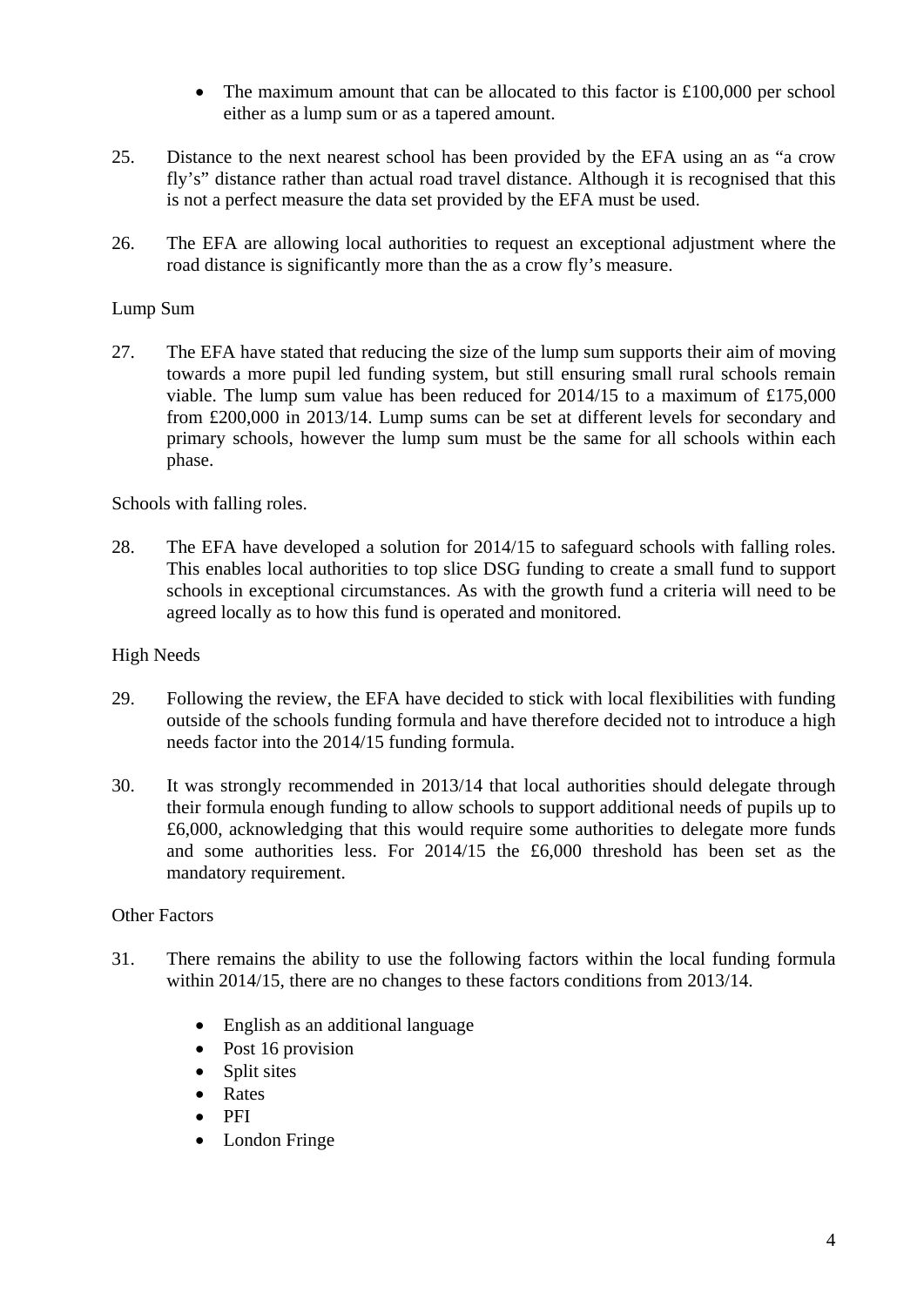- The maximum amount that can be allocated to this factor is £100,000 per school either as a lump sum or as a tapered amount.

25. Distance to the next nearest school has been provided by the EFA using an as "a crow fly's" distance rather than actual road travel distance. Although it is recognised that this is not a perfect measure the data set provided by the EFA must be used.

26. The EFA are allowing local authorities to request an exceptional adjustment where the road distance is significantly more than the as a crow fly's measure.

Lump Sum

27. The EFA have stated that reducing the size of the lump sum supports their aim of moving towards a more pupil led funding system, but still ensuring small rural schools remain viable. The lump sum value has been reduced for 2014/15 to a maximum of £175,000 from £200,000 in 2013/14. Lump sums can be set at different levels for secondary and primary schools, however the lump sum must be the same for all schools within each phase.

Schools with falling roles.

28. The EFA have developed a solution for 2014/15 to safeguard schools with falling roles. This enables local authorities to top slice DSG funding to create a small fund to support schools in exceptional circumstances. As with the growth fund a criteria will need to be agreed locally as to how this fund is operated and monitored.

High Needs

29. Following the review, the EFA have decided to stick with local flexibilities with funding outside of the schools funding formula and have therefore decided not to introduce a high needs factor into the 2014/15 funding formula.

30. It was strongly recommended in 2013/14 that local authorities should delegate through their formula enough funding to allow schools to support additional needs of pupils up to £6,000, acknowledging that this would require some authorities to delegate more funds and some authorities less. For 2014/15 the £6,000 threshold has been set as the mandatory requirement.

Other Factors

31. There remains the ability to use the following factors within the local funding formula within 2014/15, there are no changes to these factors conditions from 2013/14.

    - English as an additional language
    - Post 16 provision
    - Split sites
    - Rates
    - PFI
    - London Fringe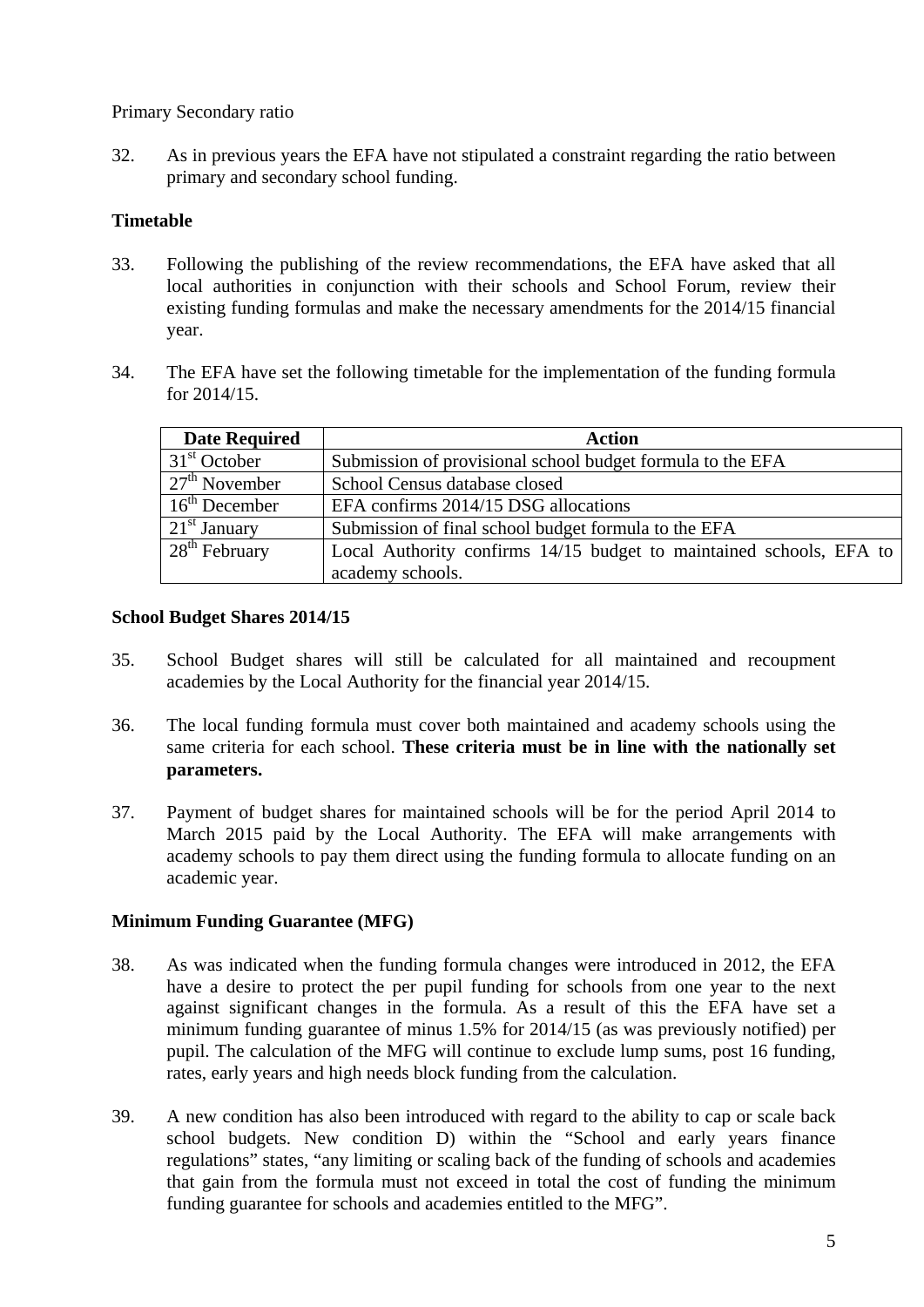Primary Secondary ratio

32. As in previous years the EFA have not stipulated a constraint regarding the ratio between primary and secondary school funding.

**Timetable**

33. Following the publishing of the review recommendations, the EFA have asked that all local authorities in conjunction with their schools and School Forum, review their existing funding formulas and make the necessary amendments for the 2014/15 financial year.

34. The EFA have set the following timetable for the implementation of the funding formula for 2014/15.

| Date Required | Action |
|---|---|
| 31st October | Submission of provisional school budget formula to the EFA |
| 27th November | School Census database closed |
| 16th December | EFA confirms 2014/15 DSG allocations |
| 21st January | Submission of final school budget formula to the EFA |
| 28th February | Local Authority confirms 14/15 budget to maintained schools, EFA to academy schools. |

**School Budget Shares 2014/15**

35. School Budget shares will still be calculated for all maintained and recoupment academies by the Local Authority for the financial year 2014/15.

36. The local funding formula must cover both maintained and academy schools using the same criteria for each school. **These criteria must be in line with the nationally set parameters.**

37. Payment of budget shares for maintained schools will be for the period April 2014 to March 2015 paid by the Local Authority. The EFA will make arrangements with academy schools to pay them direct using the funding formula to allocate funding on an academic year.

**Minimum Funding Guarantee (MFG)**

38. As was indicated when the funding formula changes were introduced in 2012, the EFA have a desire to protect the per pupil funding for schools from one year to the next against significant changes in the formula. As a result of this the EFA have set a minimum funding guarantee of minus 1.5% for 2014/15 (as was previously notified) per pupil. The calculation of the MFG will continue to exclude lump sums, post 16 funding, rates, early years and high needs block funding from the calculation.

39. A new condition has also been introduced with regard to the ability to cap or scale back school budgets. New condition D) within the "School and early years finance regulations" states, "any limiting or scaling back of the funding of schools and academies that gain from the formula must not exceed in total the cost of funding the minimum funding guarantee for schools and academies entitled to the MFG".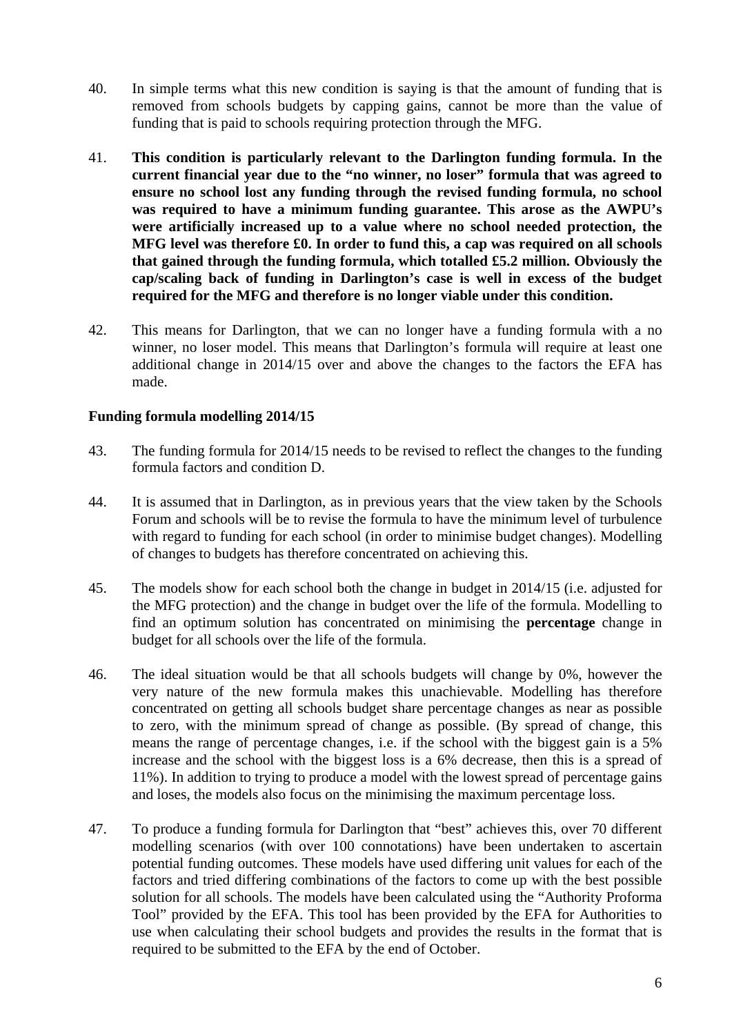40. In simple terms what this new condition is saying is that the amount of funding that is removed from schools budgets by capping gains, cannot be more than the value of funding that is paid to schools requiring protection through the MFG.

41. **This condition is particularly relevant to the Darlington funding formula. In the current financial year due to the "no winner, no loser" formula that was agreed to ensure no school lost any funding through the revised funding formula, no school was required to have a minimum funding guarantee. This arose as the AWPU's were artificially increased up to a value where no school needed protection, the MFG level was therefore £0. In order to fund this, a cap was required on all schools that gained through the funding formula, which totalled £5.2 million. Obviously the cap/scaling back of funding in Darlington's case is well in excess of the budget required for the MFG and therefore is no longer viable under this condition.**

42. This means for Darlington, that we can no longer have a funding formula with a no winner, no loser model. This means that Darlington's formula will require at least one additional change in 2014/15 over and above the changes to the factors the EFA has made.

**Funding formula modelling 2014/15**

43. The funding formula for 2014/15 needs to be revised to reflect the changes to the funding formula factors and condition D.

44. It is assumed that in Darlington, as in previous years that the view taken by the Schools Forum and schools will be to revise the formula to have the minimum level of turbulence with regard to funding for each school (in order to minimise budget changes). Modelling of changes to budgets has therefore concentrated on achieving this.

45. The models show for each school both the change in budget in 2014/15 (i.e. adjusted for the MFG protection) and the change in budget over the life of the formula. Modelling to find an optimum solution has concentrated on minimising the **percentage** change in budget for all schools over the life of the formula.

46. The ideal situation would be that all schools budgets will change by 0%, however the very nature of the new formula makes this unachievable. Modelling has therefore concentrated on getting all schools budget share percentage changes as near as possible to zero, with the minimum spread of change as possible. (By spread of change, this means the range of percentage changes, i.e. if the school with the biggest gain is a 5% increase and the school with the biggest loss is a 6% decrease, then this is a spread of 11%). In addition to trying to produce a model with the lowest spread of percentage gains and loses, the models also focus on the minimising the maximum percentage loss.

47. To produce a funding formula for Darlington that "best" achieves this, over 70 different modelling scenarios (with over 100 connotations) have been undertaken to ascertain potential funding outcomes. These models have used differing unit values for each of the factors and tried differing combinations of the factors to come up with the best possible solution for all schools. The models have been calculated using the "Authority Proforma Tool" provided by the EFA. This tool has been provided by the EFA for Authorities to use when calculating their school budgets and provides the results in the format that is required to be submitted to the EFA by the end of October.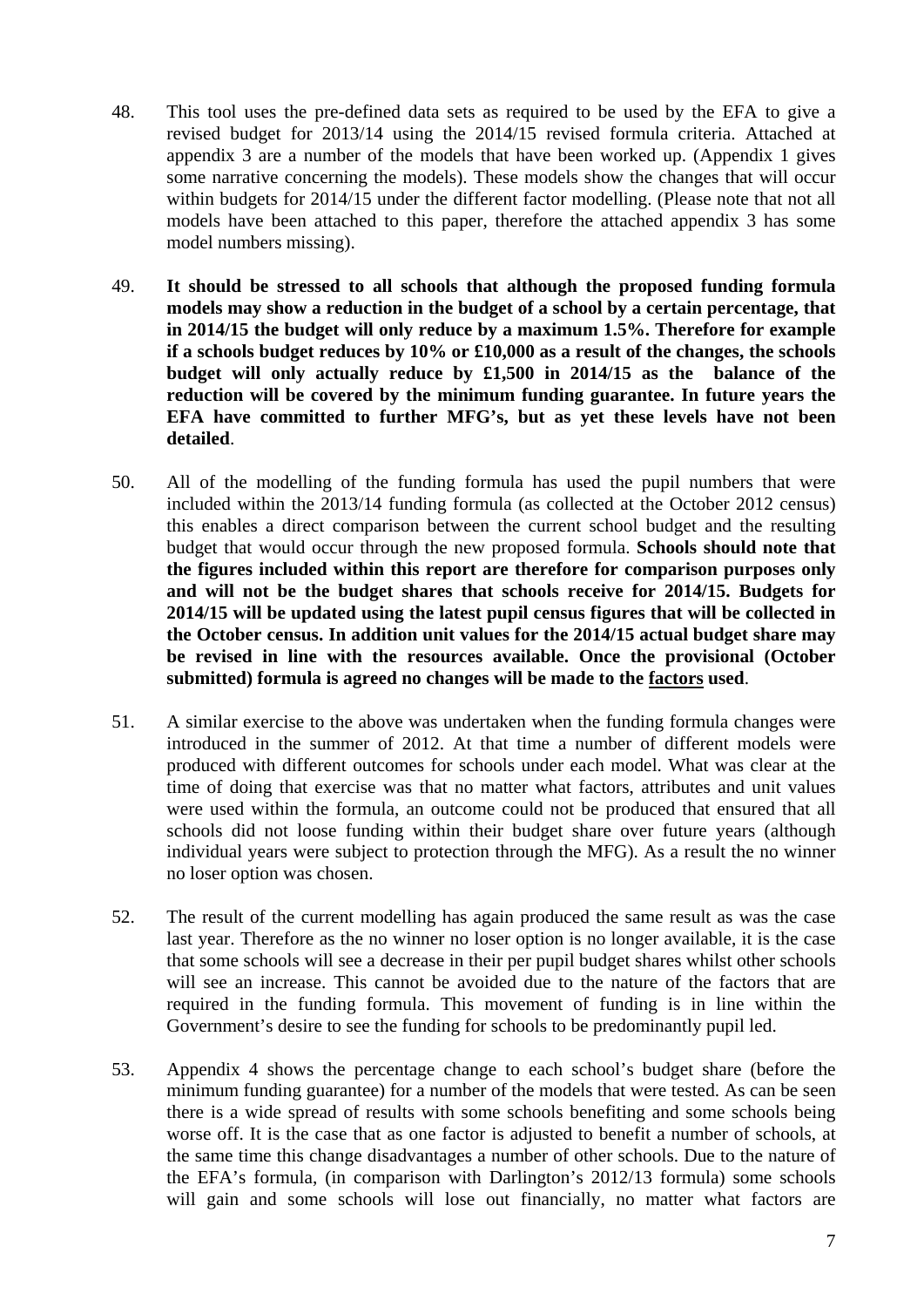48. This tool uses the pre-defined data sets as required to be used by the EFA to give a revised budget for 2013/14 using the 2014/15 revised formula criteria. Attached at appendix 3 are a number of the models that have been worked up. (Appendix 1 gives some narrative concerning the models). These models show the changes that will occur within budgets for 2014/15 under the different factor modelling. (Please note that not all models have been attached to this paper, therefore the attached appendix 3 has some model numbers missing).

49. **It should be stressed to all schools that although the proposed funding formula models may show a reduction in the budget of a school by a certain percentage, that in 2014/15 the budget will only reduce by a maximum 1.5%. Therefore for example if a schools budget reduces by 10% or £10,000 as a result of the changes, the schools budget will only actually reduce by £1,500 in 2014/15 as the balance of the reduction will be covered by the minimum funding guarantee. In future years the EFA have committed to further MFG's, but as yet these levels have not been detailed**.

50. All of the modelling of the funding formula has used the pupil numbers that were included within the 2013/14 funding formula (as collected at the October 2012 census) this enables a direct comparison between the current school budget and the resulting budget that would occur through the new proposed formula. **Schools should note that the figures included within this report are therefore for comparison purposes only and will not be the budget shares that schools receive for 2014/15. Budgets for 2014/15 will be updated using the latest pupil census figures that will be collected in the October census. In addition unit values for the 2014/15 actual budget share may be revised in line with the resources available. Once the provisional (October submitted) formula is agreed no changes will be made to the <u>factors</u> used**.

51. A similar exercise to the above was undertaken when the funding formula changes were introduced in the summer of 2012. At that time a number of different models were produced with different outcomes for schools under each model. What was clear at the time of doing that exercise was that no matter what factors, attributes and unit values were used within the formula, an outcome could not be produced that ensured that all schools did not loose funding within their budget share over future years (although individual years were subject to protection through the MFG). As a result the no winner no loser option was chosen.

52. The result of the current modelling has again produced the same result as was the case last year. Therefore as the no winner no loser option is no longer available, it is the case that some schools will see a decrease in their per pupil budget shares whilst other schools will see an increase. This cannot be avoided due to the nature of the factors that are required in the funding formula. This movement of funding is in line within the Government's desire to see the funding for schools to be predominantly pupil led.

53. Appendix 4 shows the percentage change to each school's budget share (before the minimum funding guarantee) for a number of the models that were tested. As can be seen there is a wide spread of results with some schools benefiting and some schools being worse off. It is the case that as one factor is adjusted to benefit a number of schools, at the same time this change disadvantages a number of other schools. Due to the nature of the EFA's formula, (in comparison with Darlington's 2012/13 formula) some schools will gain and some schools will lose out financially, no matter what factors are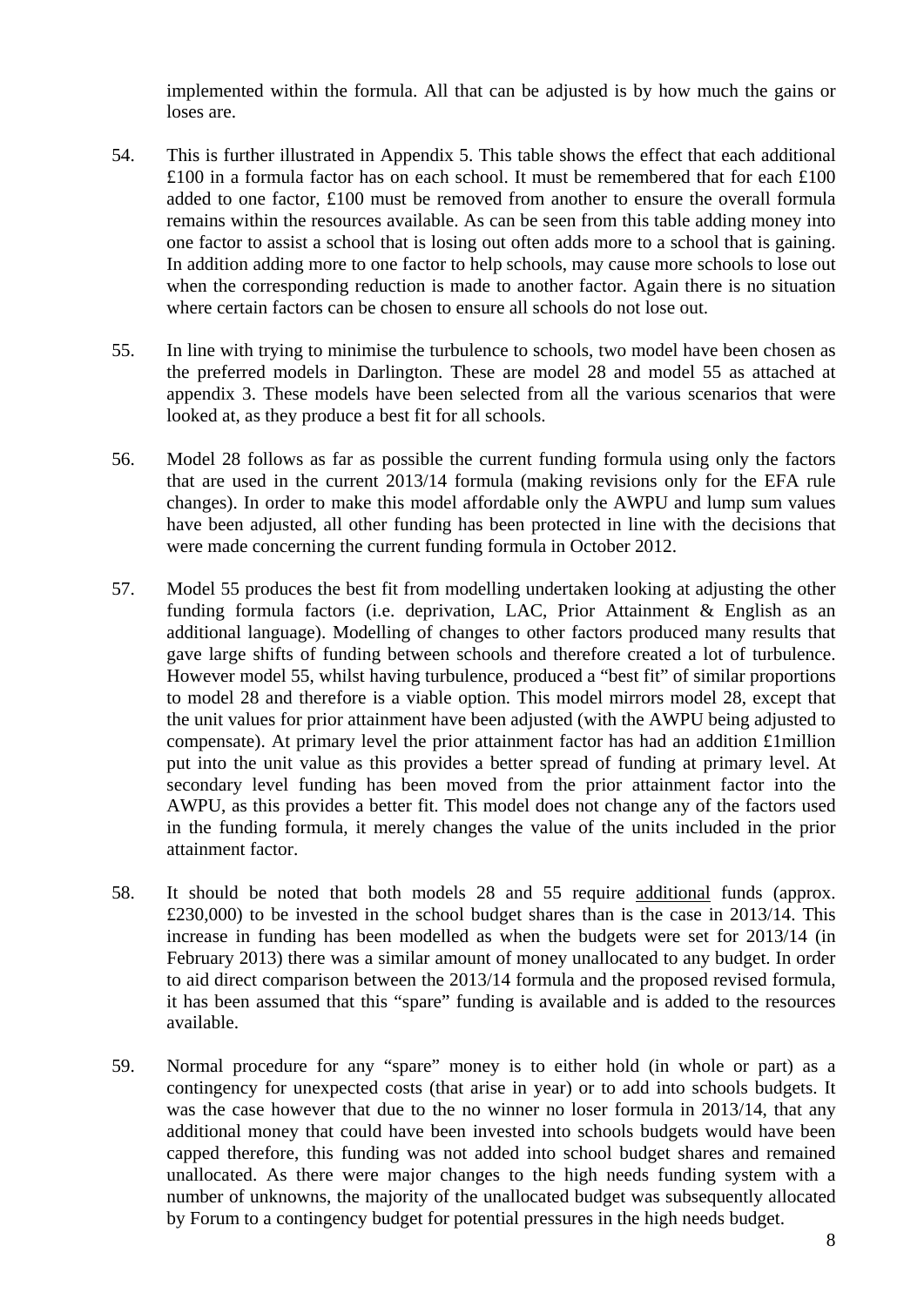implemented within the formula. All that can be adjusted is by how much the gains or loses are.

54. This is further illustrated in Appendix 5. This table shows the effect that each additional £100 in a formula factor has on each school. It must be remembered that for each £100 added to one factor, £100 must be removed from another to ensure the overall formula remains within the resources available. As can be seen from this table adding money into one factor to assist a school that is losing out often adds more to a school that is gaining. In addition adding more to one factor to help schools, may cause more schools to lose out when the corresponding reduction is made to another factor. Again there is no situation where certain factors can be chosen to ensure all schools do not lose out.

55. In line with trying to minimise the turbulence to schools, two model have been chosen as the preferred models in Darlington. These are model 28 and model 55 as attached at appendix 3. These models have been selected from all the various scenarios that were looked at, as they produce a best fit for all schools.

56. Model 28 follows as far as possible the current funding formula using only the factors that are used in the current 2013/14 formula (making revisions only for the EFA rule changes). In order to make this model affordable only the AWPU and lump sum values have been adjusted, all other funding has been protected in line with the decisions that were made concerning the current funding formula in October 2012.

57. Model 55 produces the best fit from modelling undertaken looking at adjusting the other funding formula factors (i.e. deprivation, LAC, Prior Attainment & English as an additional language). Modelling of changes to other factors produced many results that gave large shifts of funding between schools and therefore created a lot of turbulence. However model 55, whilst having turbulence, produced a "best fit" of similar proportions to model 28 and therefore is a viable option. This model mirrors model 28, except that the unit values for prior attainment have been adjusted (with the AWPU being adjusted to compensate). At primary level the prior attainment factor has had an addition £1million put into the unit value as this provides a better spread of funding at primary level. At secondary level funding has been moved from the prior attainment factor into the AWPU, as this provides a better fit. This model does not change any of the factors used in the funding formula, it merely changes the value of the units included in the prior attainment factor.

58. It should be noted that both models 28 and 55 require <u>additional</u> funds (approx. £230,000) to be invested in the school budget shares than is the case in 2013/14. This increase in funding has been modelled as when the budgets were set for 2013/14 (in February 2013) there was a similar amount of money unallocated to any budget. In order to aid direct comparison between the 2013/14 formula and the proposed revised formula, it has been assumed that this "spare" funding is available and is added to the resources available.

59. Normal procedure for any "spare" money is to either hold (in whole or part) as a contingency for unexpected costs (that arise in year) or to add into schools budgets. It was the case however that due to the no winner no loser formula in 2013/14, that any additional money that could have been invested into schools budgets would have been capped therefore, this funding was not added into school budget shares and remained unallocated. As there were major changes to the high needs funding system with a number of unknowns, the majority of the unallocated budget was subsequently allocated by Forum to a contingency budget for potential pressures in the high needs budget.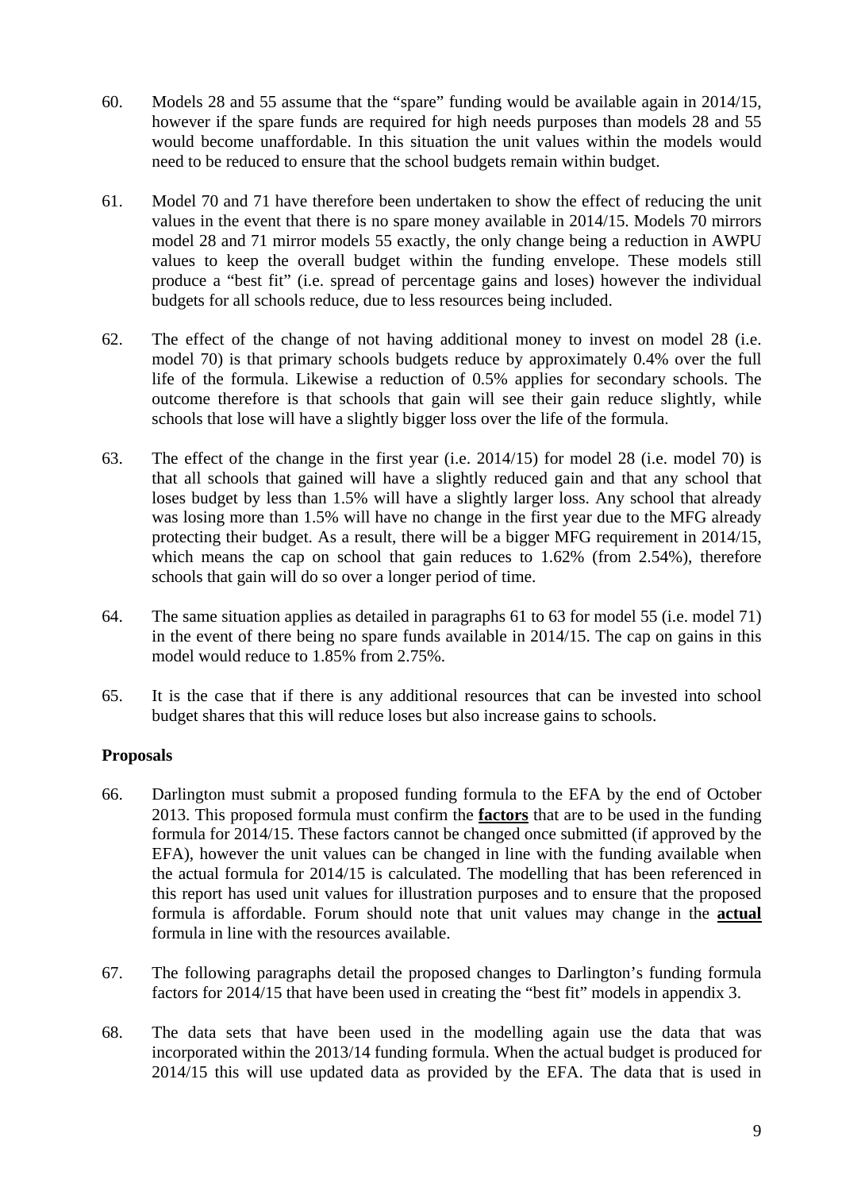60. Models 28 and 55 assume that the "spare" funding would be available again in 2014/15, however if the spare funds are required for high needs purposes than models 28 and 55 would become unaffordable. In this situation the unit values within the models would need to be reduced to ensure that the school budgets remain within budget.

61. Model 70 and 71 have therefore been undertaken to show the effect of reducing the unit values in the event that there is no spare money available in 2014/15. Models 70 mirrors model 28 and 71 mirror models 55 exactly, the only change being a reduction in AWPU values to keep the overall budget within the funding envelope. These models still produce a "best fit" (i.e. spread of percentage gains and loses) however the individual budgets for all schools reduce, due to less resources being included.

62. The effect of the change of not having additional money to invest on model 28 (i.e. model 70) is that primary schools budgets reduce by approximately 0.4% over the full life of the formula. Likewise a reduction of 0.5% applies for secondary schools. The outcome therefore is that schools that gain will see their gain reduce slightly, while schools that lose will have a slightly bigger loss over the life of the formula.

63. The effect of the change in the first year (i.e. 2014/15) for model 28 (i.e. model 70) is that all schools that gained will have a slightly reduced gain and that any school that loses budget by less than 1.5% will have a slightly larger loss. Any school that already was losing more than 1.5% will have no change in the first year due to the MFG already protecting their budget. As a result, there will be a bigger MFG requirement in 2014/15, which means the cap on school that gain reduces to 1.62% (from 2.54%), therefore schools that gain will do so over a longer period of time.

64. The same situation applies as detailed in paragraphs 61 to 63 for model 55 (i.e. model 71) in the event of there being no spare funds available in 2014/15. The cap on gains in this model would reduce to 1.85% from 2.75%.

65. It is the case that if there is any additional resources that can be invested into school budget shares that this will reduce loses but also increase gains to schools.

**Proposals**

66. Darlington must submit a proposed funding formula to the EFA by the end of October 2013. This proposed formula must confirm the **factors** that are to be used in the funding formula for 2014/15. These factors cannot be changed once submitted (if approved by the EFA), however the unit values can be changed in line with the funding available when the actual formula for 2014/15 is calculated. The modelling that has been referenced in this report has used unit values for illustration purposes and to ensure that the proposed formula is affordable. Forum should note that unit values may change in the **actual** formula in line with the resources available.

67. The following paragraphs detail the proposed changes to Darlington's funding formula factors for 2014/15 that have been used in creating the "best fit" models in appendix 3.

68. The data sets that have been used in the modelling again use the data that was incorporated within the 2013/14 funding formula. When the actual budget is produced for 2014/15 this will use updated data as provided by the EFA. The data that is used in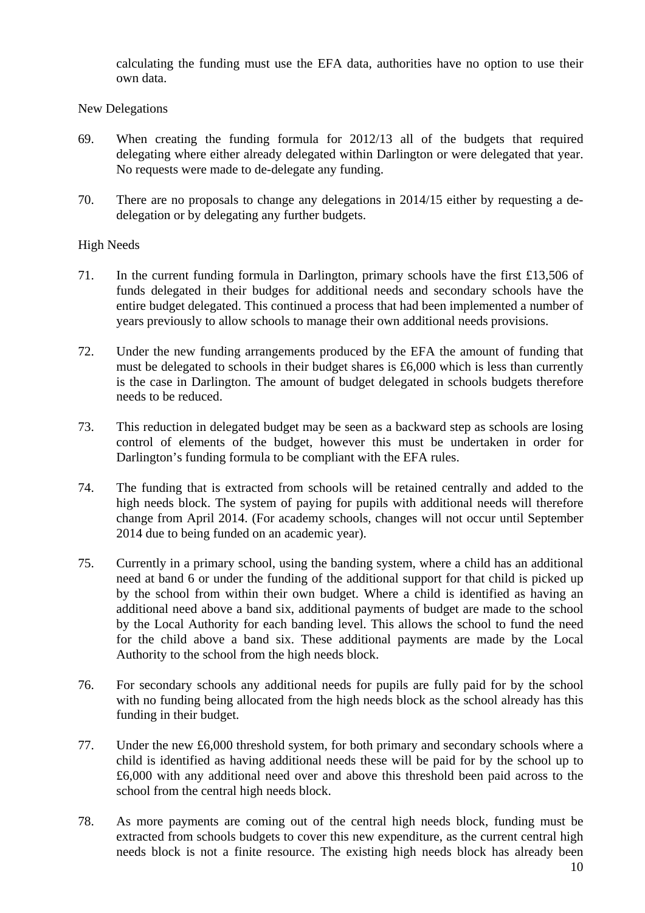calculating the funding must use the EFA data, authorities have no option to use their own data.

New Delegations

69. When creating the funding formula for 2012/13 all of the budgets that required delegating where either already delegated within Darlington or were delegated that year. No requests were made to de-delegate any funding.

70. There are no proposals to change any delegations in 2014/15 either by requesting a de-delegation or by delegating any further budgets.

High Needs

71. In the current funding formula in Darlington, primary schools have the first £13,506 of funds delegated in their budges for additional needs and secondary schools have the entire budget delegated. This continued a process that had been implemented a number of years previously to allow schools to manage their own additional needs provisions.

72. Under the new funding arrangements produced by the EFA the amount of funding that must be delegated to schools in their budget shares is £6,000 which is less than currently is the case in Darlington. The amount of budget delegated in schools budgets therefore needs to be reduced.

73. This reduction in delegated budget may be seen as a backward step as schools are losing control of elements of the budget, however this must be undertaken in order for Darlington's funding formula to be compliant with the EFA rules.

74. The funding that is extracted from schools will be retained centrally and added to the high needs block. The system of paying for pupils with additional needs will therefore change from April 2014. (For academy schools, changes will not occur until September 2014 due to being funded on an academic year).

75. Currently in a primary school, using the banding system, where a child has an additional need at band 6 or under the funding of the additional support for that child is picked up by the school from within their own budget. Where a child is identified as having an additional need above a band six, additional payments of budget are made to the school by the Local Authority for each banding level. This allows the school to fund the need for the child above a band six. These additional payments are made by the Local Authority to the school from the high needs block.

76. For secondary schools any additional needs for pupils are fully paid for by the school with no funding being allocated from the high needs block as the school already has this funding in their budget.

77. Under the new £6,000 threshold system, for both primary and secondary schools where a child is identified as having additional needs these will be paid for by the school up to £6,000 with any additional need over and above this threshold been paid across to the school from the central high needs block.

78. As more payments are coming out of the central high needs block, funding must be extracted from schools budgets to cover this new expenditure, as the current central high needs block is not a finite resource. The existing high needs block has already been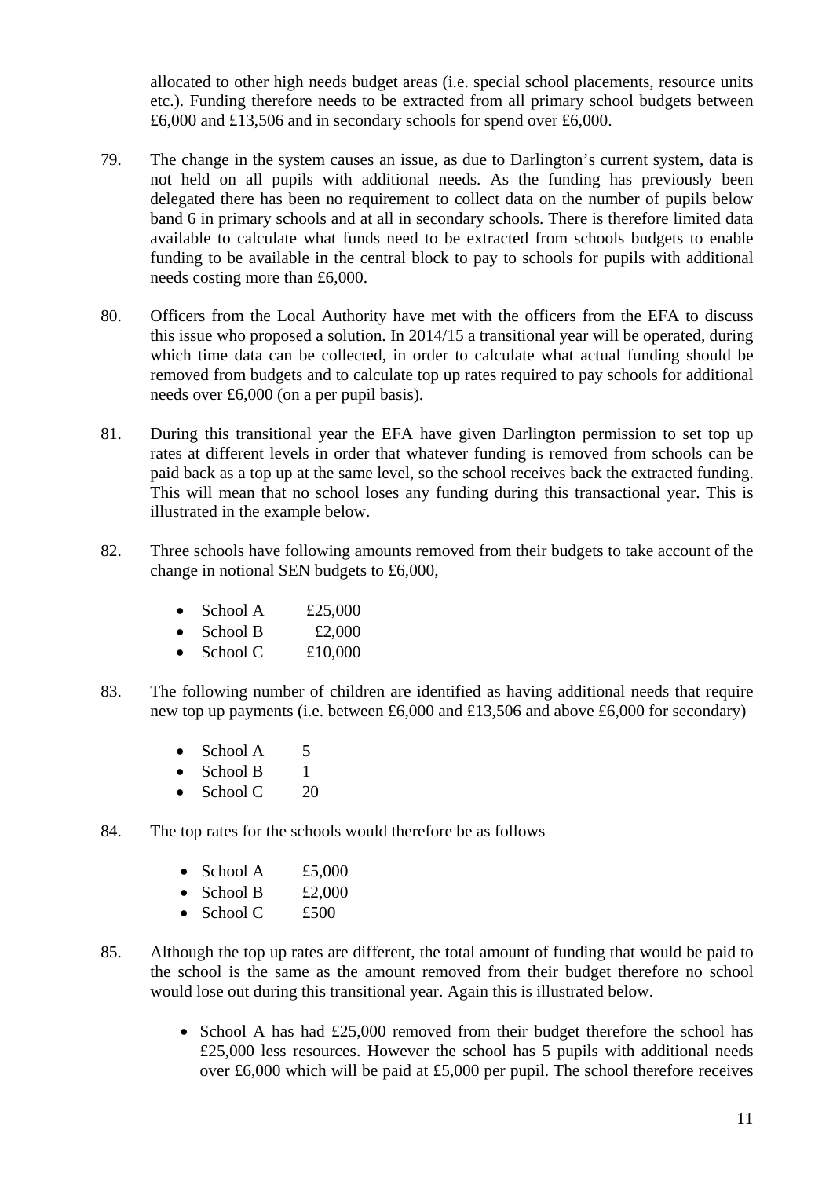allocated to other high needs budget areas (i.e. special school placements, resource units etc.). Funding therefore needs to be extracted from all primary school budgets between £6,000 and £13,506 and in secondary schools for spend over £6,000.

79. The change in the system causes an issue, as due to Darlington's current system, data is not held on all pupils with additional needs. As the funding has previously been delegated there has been no requirement to collect data on the number of pupils below band 6 in primary schools and at all in secondary schools. There is therefore limited data available to calculate what funds need to be extracted from schools budgets to enable funding to be available in the central block to pay to schools for pupils with additional needs costing more than £6,000.

80. Officers from the Local Authority have met with the officers from the EFA to discuss this issue who proposed a solution. In 2014/15 a transitional year will be operated, during which time data can be collected, in order to calculate what actual funding should be removed from budgets and to calculate top up rates required to pay schools for additional needs over £6,000 (on a per pupil basis).

81. During this transitional year the EFA have given Darlington permission to set top up rates at different levels in order that whatever funding is removed from schools can be paid back as a top up at the same level, so the school receives back the extracted funding. This will mean that no school loses any funding during this transactional year. This is illustrated in the example below.

82. Three schools have following amounts removed from their budgets to take account of the change in notional SEN budgets to £6,000,

   - School A £25,000
   - School B £2,000
   - School C £10,000

83. The following number of children are identified as having additional needs that require new top up payments (i.e. between £6,000 and £13,506 and above £6,000 for secondary)

   - School A 5
   - School B 1
   - School C 20

84. The top rates for the schools would therefore be as follows

   - School A £5,000
   - School B £2,000
   - School C £500

85. Although the top up rates are different, the total amount of funding that would be paid to the school is the same as the amount removed from their budget therefore no school would lose out during this transitional year. Again this is illustrated below.

   - School A has had £25,000 removed from their budget therefore the school has £25,000 less resources. However the school has 5 pupils with additional needs over £6,000 which will be paid at £5,000 per pupil. The school therefore receives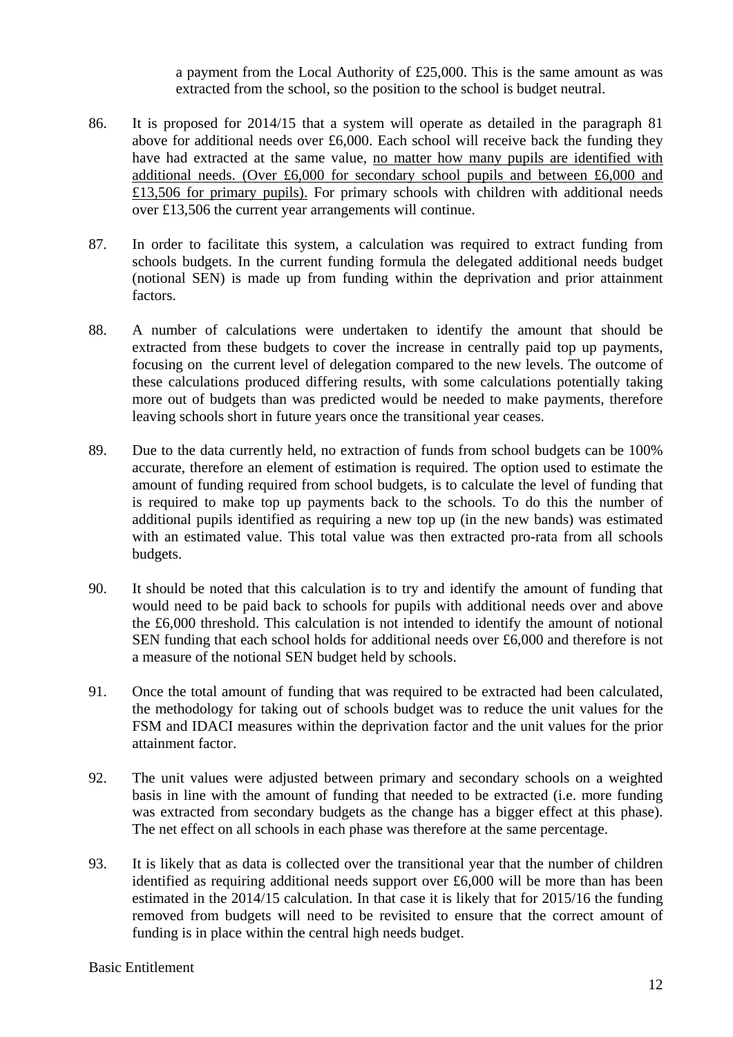a payment from the Local Authority of £25,000. This is the same amount as was extracted from the school, so the position to the school is budget neutral.

86. It is proposed for 2014/15 that a system will operate as detailed in the paragraph 81 above for additional needs over £6,000. Each school will receive back the funding they have had extracted at the same value, <u>no matter how many pupils are identified with additional needs. (Over £6,000 for secondary school pupils and between £6,000 and £13,506 for primary pupils).</u> For primary schools with children with additional needs over £13,506 the current year arrangements will continue.

87. In order to facilitate this system, a calculation was required to extract funding from schools budgets. In the current funding formula the delegated additional needs budget (notional SEN) is made up from funding within the deprivation and prior attainment factors.

88. A number of calculations were undertaken to identify the amount that should be extracted from these budgets to cover the increase in centrally paid top up payments, focusing on the current level of delegation compared to the new levels. The outcome of these calculations produced differing results, with some calculations potentially taking more out of budgets than was predicted would be needed to make payments, therefore leaving schools short in future years once the transitional year ceases.

89. Due to the data currently held, no extraction of funds from school budgets can be 100% accurate, therefore an element of estimation is required. The option used to estimate the amount of funding required from school budgets, is to calculate the level of funding that is required to make top up payments back to the schools. To do this the number of additional pupils identified as requiring a new top up (in the new bands) was estimated with an estimated value. This total value was then extracted pro-rata from all schools budgets.

90. It should be noted that this calculation is to try and identify the amount of funding that would need to be paid back to schools for pupils with additional needs over and above the £6,000 threshold. This calculation is not intended to identify the amount of notional SEN funding that each school holds for additional needs over £6,000 and therefore is not a measure of the notional SEN budget held by schools.

91. Once the total amount of funding that was required to be extracted had been calculated, the methodology for taking out of schools budget was to reduce the unit values for the FSM and IDACI measures within the deprivation factor and the unit values for the prior attainment factor.

92. The unit values were adjusted between primary and secondary schools on a weighted basis in line with the amount of funding that needed to be extracted (i.e. more funding was extracted from secondary budgets as the change has a bigger effect at this phase). The net effect on all schools in each phase was therefore at the same percentage.

93. It is likely that as data is collected over the transitional year that the number of children identified as requiring additional needs support over £6,000 will be more than has been estimated in the 2014/15 calculation. In that case it is likely that for 2015/16 the funding removed from budgets will need to be revisited to ensure that the correct amount of funding is in place within the central high needs budget.

Basic Entitlement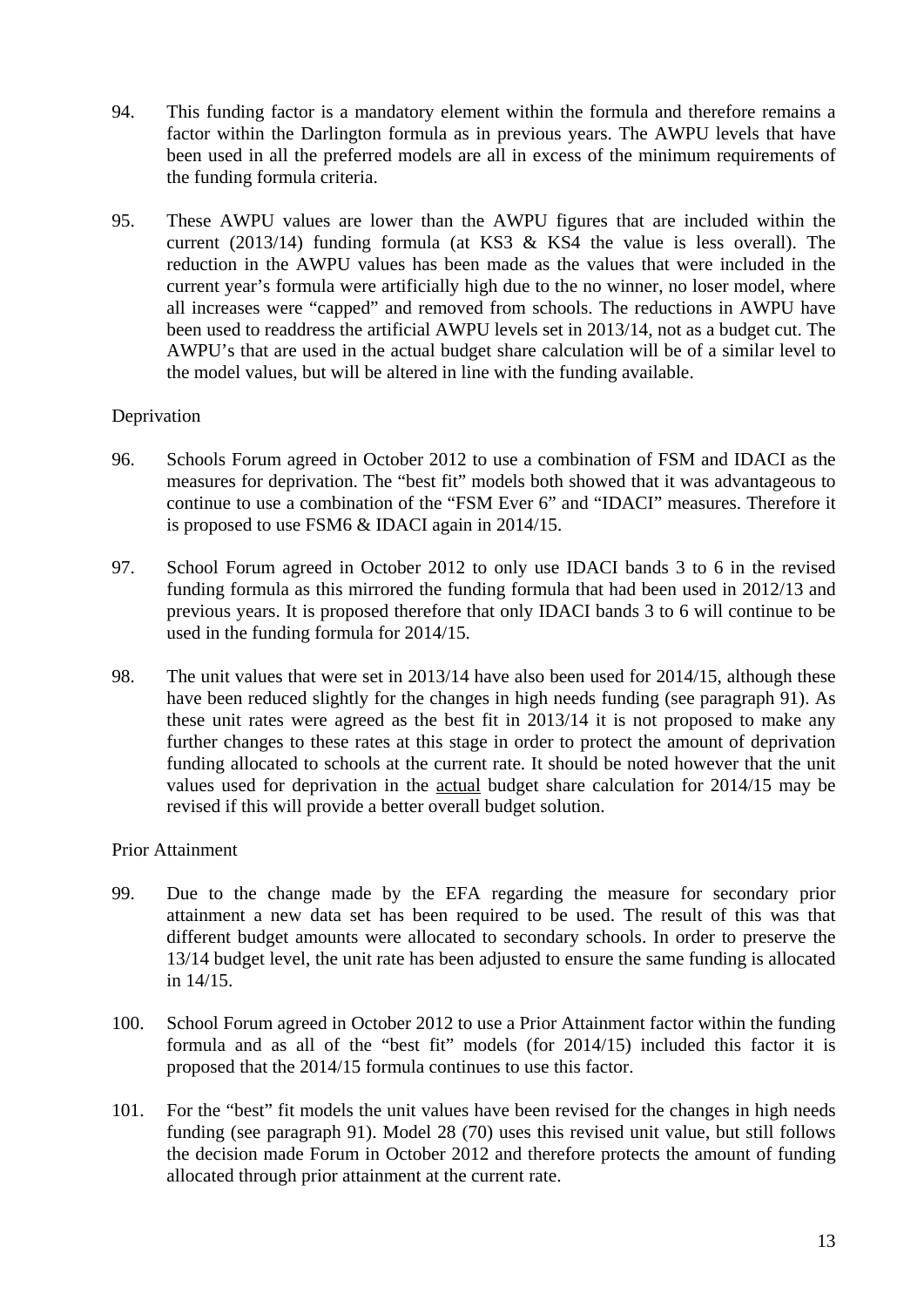94. This funding factor is a mandatory element within the formula and therefore remains a factor within the Darlington formula as in previous years. The AWPU levels that have been used in all the preferred models are all in excess of the minimum requirements of the funding formula criteria.

95. These AWPU values are lower than the AWPU figures that are included within the current (2013/14) funding formula (at KS3 & KS4 the value is less overall). The reduction in the AWPU values has been made as the values that were included in the current year's formula were artificially high due to the no winner, no loser model, where all increases were "capped" and removed from schools. The reductions in AWPU have been used to readdress the artificial AWPU levels set in 2013/14, not as a budget cut. The AWPU's that are used in the actual budget share calculation will be of a similar level to the model values, but will be altered in line with the funding available.

Deprivation

96. Schools Forum agreed in October 2012 to use a combination of FSM and IDACI as the measures for deprivation. The "best fit" models both showed that it was advantageous to continue to use a combination of the "FSM Ever 6" and "IDACI" measures. Therefore it is proposed to use FSM6 & IDACI again in 2014/15.

97. School Forum agreed in October 2012 to only use IDACI bands 3 to 6 in the revised funding formula as this mirrored the funding formula that had been used in 2012/13 and previous years. It is proposed therefore that only IDACI bands 3 to 6 will continue to be used in the funding formula for 2014/15.

98. The unit values that were set in 2013/14 have also been used for 2014/15, although these have been reduced slightly for the changes in high needs funding (see paragraph 91). As these unit rates were agreed as the best fit in 2013/14 it is not proposed to make any further changes to these rates at this stage in order to protect the amount of deprivation funding allocated to schools at the current rate. It should be noted however that the unit values used for deprivation in the actual budget share calculation for 2014/15 may be revised if this will provide a better overall budget solution.

Prior Attainment

99. Due to the change made by the EFA regarding the measure for secondary prior attainment a new data set has been required to be used. The result of this was that different budget amounts were allocated to secondary schools. In order to preserve the 13/14 budget level, the unit rate has been adjusted to ensure the same funding is allocated in 14/15.

100. School Forum agreed in October 2012 to use a Prior Attainment factor within the funding formula and as all of the "best fit" models (for 2014/15) included this factor it is proposed that the 2014/15 formula continues to use this factor.

101. For the "best" fit models the unit values have been revised for the changes in high needs funding (see paragraph 91). Model 28 (70) uses this revised unit value, but still follows the decision made Forum in October 2012 and therefore protects the amount of funding allocated through prior attainment at the current rate.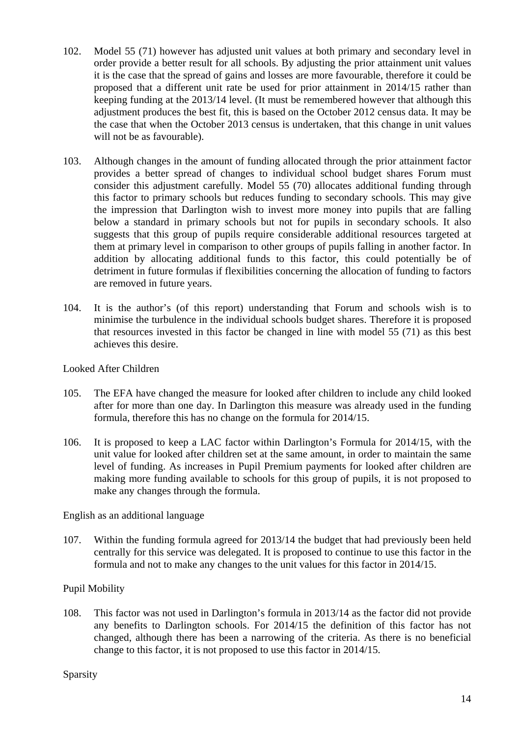102. Model 55 (71) however has adjusted unit values at both primary and secondary level in order provide a better result for all schools. By adjusting the prior attainment unit values it is the case that the spread of gains and losses are more favourable, therefore it could be proposed that a different unit rate be used for prior attainment in 2014/15 rather than keeping funding at the 2013/14 level. (It must be remembered however that although this adjustment produces the best fit, this is based on the October 2012 census data. It may be the case that when the October 2013 census is undertaken, that this change in unit values will not be as favourable).

103. Although changes in the amount of funding allocated through the prior attainment factor provides a better spread of changes to individual school budget shares Forum must consider this adjustment carefully. Model 55 (70) allocates additional funding through this factor to primary schools but reduces funding to secondary schools. This may give the impression that Darlington wish to invest more money into pupils that are falling below a standard in primary schools but not for pupils in secondary schools. It also suggests that this group of pupils require considerable additional resources targeted at them at primary level in comparison to other groups of pupils falling in another factor. In addition by allocating additional funds to this factor, this could potentially be of detriment in future formulas if flexibilities concerning the allocation of funding to factors are removed in future years.

104. It is the author's (of this report) understanding that Forum and schools wish is to minimise the turbulence in the individual schools budget shares. Therefore it is proposed that resources invested in this factor be changed in line with model 55 (71) as this best achieves this desire.

Looked After Children

105. The EFA have changed the measure for looked after children to include any child looked after for more than one day. In Darlington this measure was already used in the funding formula, therefore this has no change on the formula for 2014/15.

106. It is proposed to keep a LAC factor within Darlington's Formula for 2014/15, with the unit value for looked after children set at the same amount, in order to maintain the same level of funding. As increases in Pupil Premium payments for looked after children are making more funding available to schools for this group of pupils, it is not proposed to make any changes through the formula.

English as an additional language

107. Within the funding formula agreed for 2013/14 the budget that had previously been held centrally for this service was delegated. It is proposed to continue to use this factor in the formula and not to make any changes to the unit values for this factor in 2014/15.

Pupil Mobility

108. This factor was not used in Darlington's formula in 2013/14 as the factor did not provide any benefits to Darlington schools. For 2014/15 the definition of this factor has not changed, although there has been a narrowing of the criteria. As there is no beneficial change to this factor, it is not proposed to use this factor in 2014/15.

Sparsity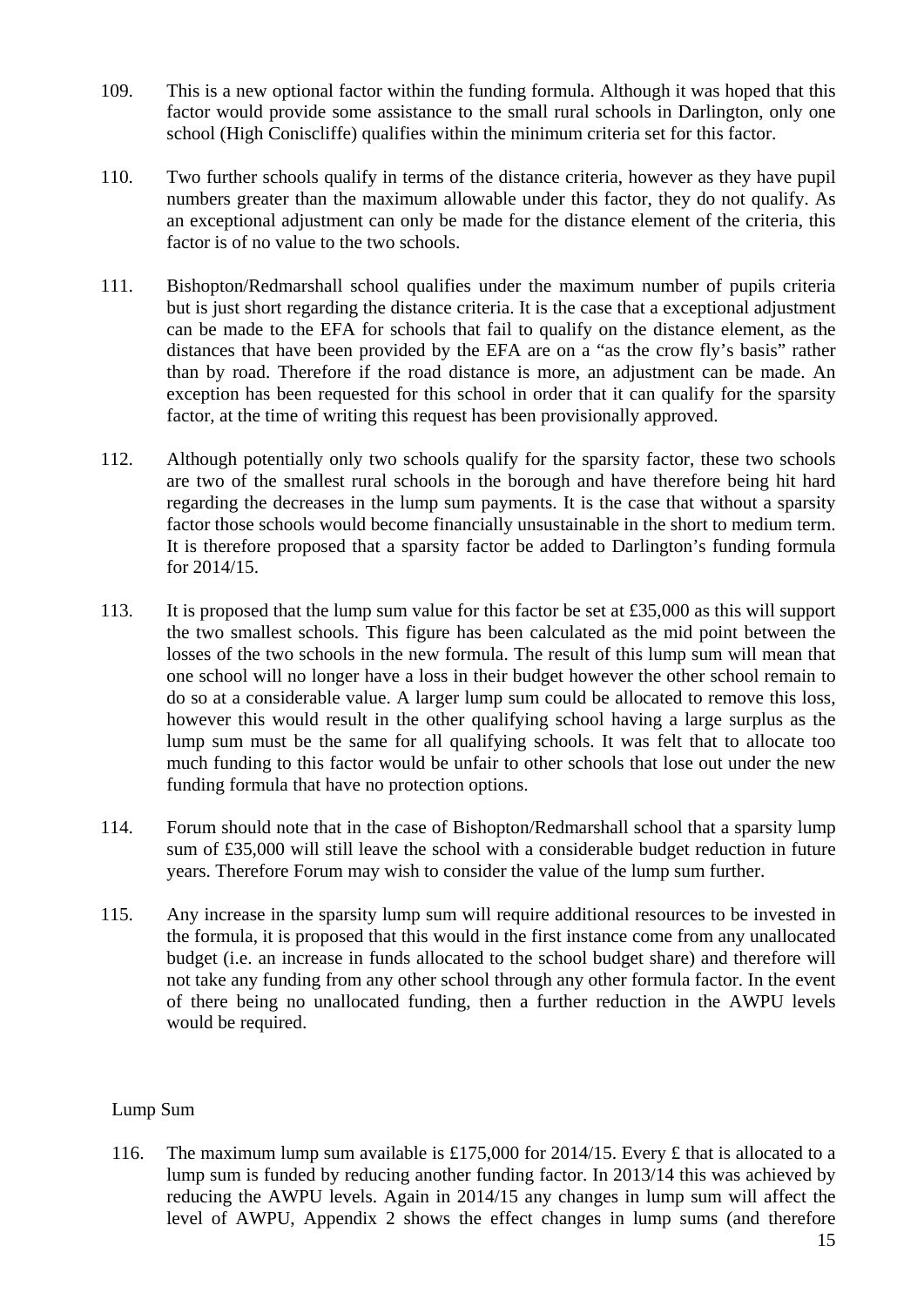109. This is a new optional factor within the funding formula. Although it was hoped that this factor would provide some assistance to the small rural schools in Darlington, only one school (High Coniscliffe) qualifies within the minimum criteria set for this factor.

110. Two further schools qualify in terms of the distance criteria, however as they have pupil numbers greater than the maximum allowable under this factor, they do not qualify. As an exceptional adjustment can only be made for the distance element of the criteria, this factor is of no value to the two schools.

111. Bishopton/Redmarshall school qualifies under the maximum number of pupils criteria but is just short regarding the distance criteria. It is the case that a exceptional adjustment can be made to the EFA for schools that fail to qualify on the distance element, as the distances that have been provided by the EFA are on a "as the crow fly's basis" rather than by road. Therefore if the road distance is more, an adjustment can be made. An exception has been requested for this school in order that it can qualify for the sparsity factor, at the time of writing this request has been provisionally approved.

112. Although potentially only two schools qualify for the sparsity factor, these two schools are two of the smallest rural schools in the borough and have therefore being hit hard regarding the decreases in the lump sum payments. It is the case that without a sparsity factor those schools would become financially unsustainable in the short to medium term. It is therefore proposed that a sparsity factor be added to Darlington's funding formula for 2014/15.

113. It is proposed that the lump sum value for this factor be set at £35,000 as this will support the two smallest schools. This figure has been calculated as the mid point between the losses of the two schools in the new formula. The result of this lump sum will mean that one school will no longer have a loss in their budget however the other school remain to do so at a considerable value. A larger lump sum could be allocated to remove this loss, however this would result in the other qualifying school having a large surplus as the lump sum must be the same for all qualifying schools. It was felt that to allocate too much funding to this factor would be unfair to other schools that lose out under the new funding formula that have no protection options.

114. Forum should note that in the case of Bishopton/Redmarshall school that a sparsity lump sum of £35,000 will still leave the school with a considerable budget reduction in future years. Therefore Forum may wish to consider the value of the lump sum further.

115. Any increase in the sparsity lump sum will require additional resources to be invested in the formula, it is proposed that this would in the first instance come from any unallocated budget (i.e. an increase in funds allocated to the school budget share) and therefore will not take any funding from any other school through any other formula factor. In the event of there being no unallocated funding, then a further reduction in the AWPU levels would be required.

## Lump Sum

116. The maximum lump sum available is £175,000 for 2014/15. Every £ that is allocated to a lump sum is funded by reducing another funding factor. In 2013/14 this was achieved by reducing the AWPU levels. Again in 2014/15 any changes in lump sum will affect the level of AWPU, Appendix 2 shows the effect changes in lump sums (and therefore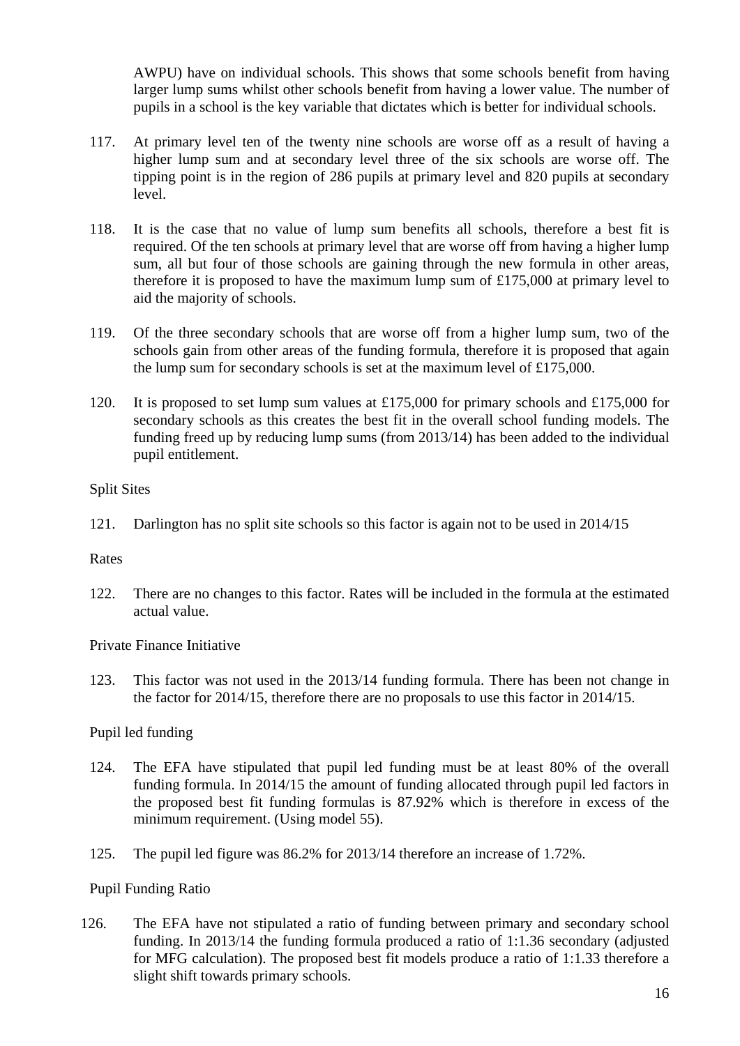AWPU) have on individual schools. This shows that some schools benefit from having larger lump sums whilst other schools benefit from having a lower value. The number of pupils in a school is the key variable that dictates which is better for individual schools.

117. At primary level ten of the twenty nine schools are worse off as a result of having a higher lump sum and at secondary level three of the six schools are worse off. The tipping point is in the region of 286 pupils at primary level and 820 pupils at secondary level.

118. It is the case that no value of lump sum benefits all schools, therefore a best fit is required. Of the ten schools at primary level that are worse off from having a higher lump sum, all but four of those schools are gaining through the new formula in other areas, therefore it is proposed to have the maximum lump sum of £175,000 at primary level to aid the majority of schools.

119. Of the three secondary schools that are worse off from a higher lump sum, two of the schools gain from other areas of the funding formula, therefore it is proposed that again the lump sum for secondary schools is set at the maximum level of £175,000.

120. It is proposed to set lump sum values at £175,000 for primary schools and £175,000 for secondary schools as this creates the best fit in the overall school funding models. The funding freed up by reducing lump sums (from 2013/14) has been added to the individual pupil entitlement.

Split Sites

121. Darlington has no split site schools so this factor is again not to be used in 2014/15

Rates

122. There are no changes to this factor. Rates will be included in the formula at the estimated actual value.

Private Finance Initiative

123. This factor was not used in the 2013/14 funding formula. There has been not change in the factor for 2014/15, therefore there are no proposals to use this factor in 2014/15.

Pupil led funding

124. The EFA have stipulated that pupil led funding must be at least 80% of the overall funding formula. In 2014/15 the amount of funding allocated through pupil led factors in the proposed best fit funding formulas is 87.92% which is therefore in excess of the minimum requirement. (Using model 55).

125. The pupil led figure was 86.2% for 2013/14 therefore an increase of 1.72%.

Pupil Funding Ratio

126. The EFA have not stipulated a ratio of funding between primary and secondary school funding. In 2013/14 the funding formula produced a ratio of 1:1.36 secondary (adjusted for MFG calculation). The proposed best fit models produce a ratio of 1:1.33 therefore a slight shift towards primary schools.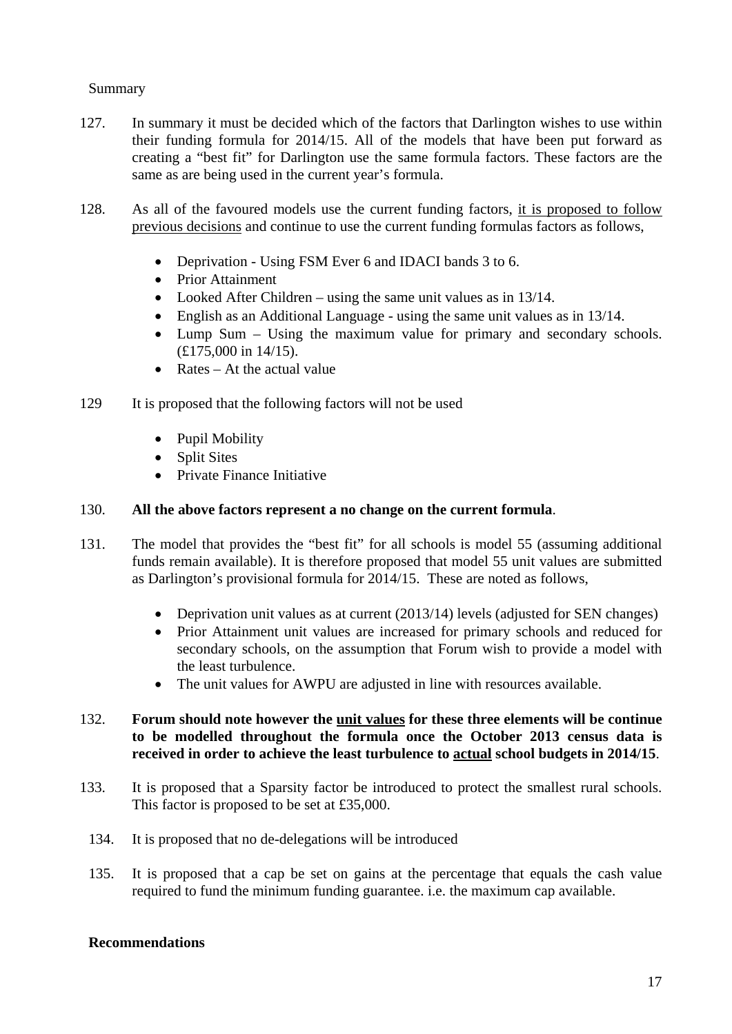Summary

127. In summary it must be decided which of the factors that Darlington wishes to use within their funding formula for 2014/15. All of the models that have been put forward as creating a "best fit" for Darlington use the same formula factors. These factors are the same as are being used in the current year's formula.

128. As all of the favoured models use the current funding factors, <u>it is proposed to follow previous decisions</u> and continue to use the current funding formulas factors as follows,

- Deprivation - Using FSM Ever 6 and IDACI bands 3 to 6.
- Prior Attainment
- Looked After Children – using the same unit values as in 13/14.
- English as an Additional Language - using the same unit values as in 13/14.
- Lump Sum – Using the maximum value for primary and secondary schools. (£175,000 in 14/15).
- Rates – At the actual value

129 It is proposed that the following factors will not be used

- Pupil Mobility
- Split Sites
- Private Finance Initiative

130. **All the above factors represent a no change on the current formula**.

131. The model that provides the "best fit" for all schools is model 55 (assuming additional funds remain available). It is therefore proposed that model 55 unit values are submitted as Darlington's provisional formula for 2014/15. These are noted as follows,

- Deprivation unit values as at current (2013/14) levels (adjusted for SEN changes)
- Prior Attainment unit values are increased for primary schools and reduced for secondary schools, on the assumption that Forum wish to provide a model with the least turbulence.
- The unit values for AWPU are adjusted in line with resources available.

132. **Forum should note however the <u>unit values</u> for these three elements will be continue to be modelled throughout the formula once the October 2013 census data is received in order to achieve the least turbulence to <u>actual</u> school budgets in 2014/15**.

133. It is proposed that a Sparsity factor be introduced to protect the smallest rural schools. This factor is proposed to be set at £35,000.

134. It is proposed that no de-delegations will be introduced

135. It is proposed that a cap be set on gains at the percentage that equals the cash value required to fund the minimum funding guarantee. i.e. the maximum cap available.

**Recommendations**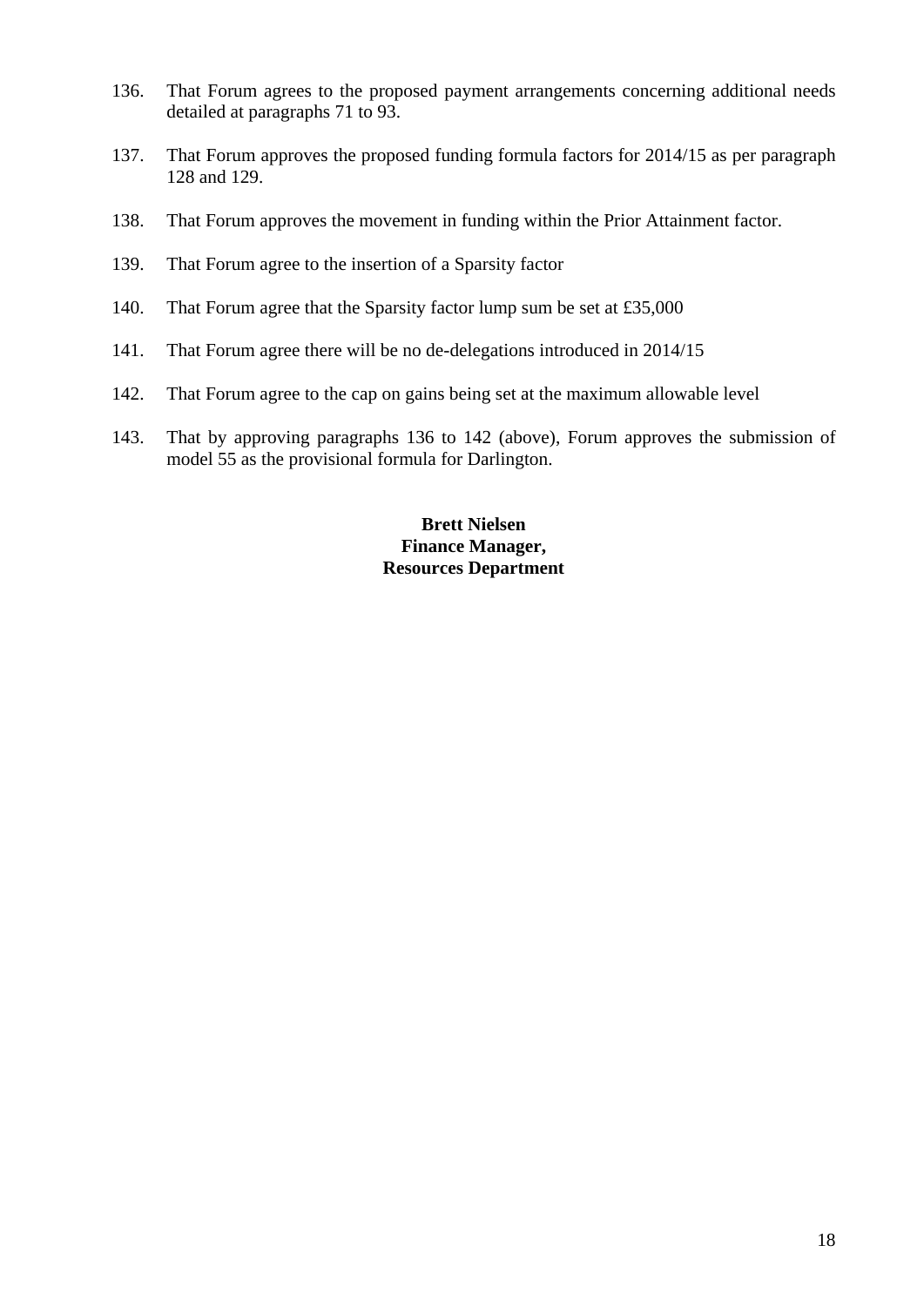136. That Forum agrees to the proposed payment arrangements concerning additional needs detailed at paragraphs 71 to 93.

137. That Forum approves the proposed funding formula factors for 2014/15 as per paragraph 128 and 129.

138. That Forum approves the movement in funding within the Prior Attainment factor.

139. That Forum agree to the insertion of a Sparsity factor

140. That Forum agree that the Sparsity factor lump sum be set at £35,000

141. That Forum agree there will be no de-delegations introduced in 2014/15

142. That Forum agree to the cap on gains being set at the maximum allowable level

143. That by approving paragraphs 136 to 142 (above), Forum approves the submission of model 55 as the provisional formula for Darlington.

**Brett Nielsen**
**Finance Manager,**
**Resources Department**